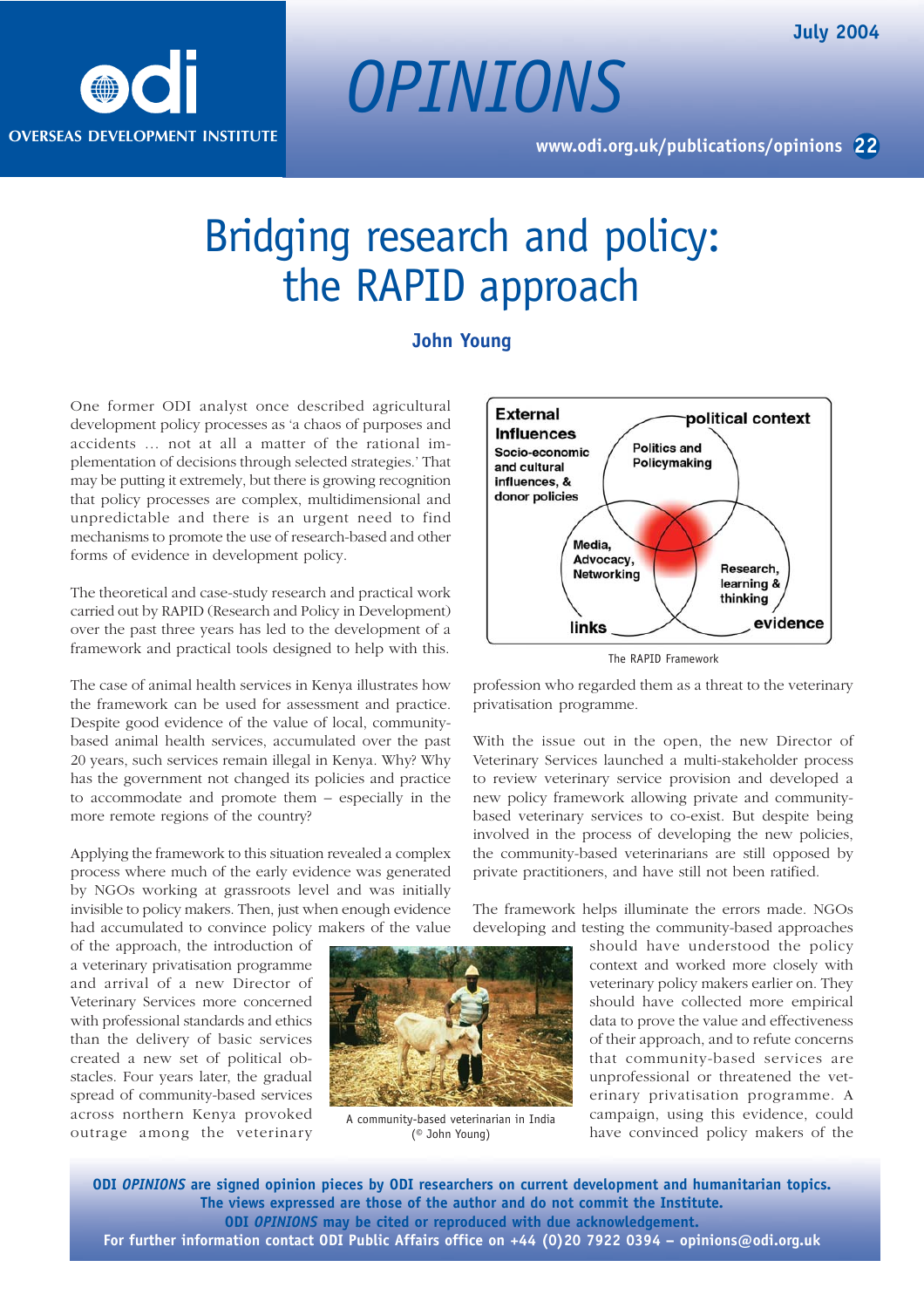# Bridging research and policy: the RAPID approach

**John Young**

One former ODI analyst once described agricultural development policy processes as 'a chaos of purposes and accidents … not at all a matter of the rational implementation of decisions through selected strategies.' That may be putting it extremely, but there is growing recognition that policy processes are complex, multidimensional and unpredictable and there is an urgent need to find mechanisms to promote the use of research-based and other forms of evidence in development policy.

The theoretical and case-study research and practical work carried out by RAPID (Research and Policy in Development) over the past three years has led to the development of a framework and practical tools designed to help with this.

The case of animal health services in Kenya illustrates how the framework can be used for assessment and practice. Despite good evidence of the value of local, community-based animal health services, accumulated over the past 20 years, such services remain illegal in Kenya. Why? Why has the government not changed its policies and practice to accommodate and promote them – especially in the more remote regions of the country?

Applying the framework to this situation revealed a complex process where much of the early evidence was generated by NGOs working at grassroots level and was initially invisible to policy makers. Then, just when enough evidence had accumulated to convince policy makers of the value of the approach, the introduction of a veterinary privatisation programme and arrival of a new Director of Veterinary Services more concerned with professional standards and ethics than the delivery of basic services created a new set of political obstacles. Four years later, the gradual spread of community-based services across northern Kenya provoked outrage among the veterinary profession who regarded them as a threat to the veterinary privatisation programme.

External Influences: Socio-economic and cultural influences, & donor policies
Political context: Politics and Policymaking
Links: Media, Advocacy, Networking
Evidence: Research, learning & thinking

The RAPID Framework

A community-based veterinarian in India (© John Young)

With the issue out in the open, the new Director of Veterinary Services launched a multi-stakeholder process to review veterinary service provision and developed a new policy framework allowing private and community-based veterinary services to co-exist. But despite being involved in the process of developing the new policies, the community-based veterinarians are still opposed by private practitioners, and have still not been ratified.

The framework helps illuminate the errors made. NGOs developing and testing the community-based approaches should have understood the policy context and worked more closely with veterinary policy makers earlier on. They should have collected more empirical data to prove the value and effectiveness of their approach, and to refute concerns that community-based services are unprofessional or threatened the veterinary privatisation programme. A campaign, using this evidence, could have convinced policy makers of the

**ODI *OPINIONS* are signed opinion pieces by ODI researchers on current development and humanitarian topics. The views expressed are those of the author and do not commit the Institute. ODI *OPINIONS* may be cited or reproduced with due acknowledgement. For further information contact ODI Public Affairs office on +44 (0)20 7922 0394 – opinions@odi.org.uk**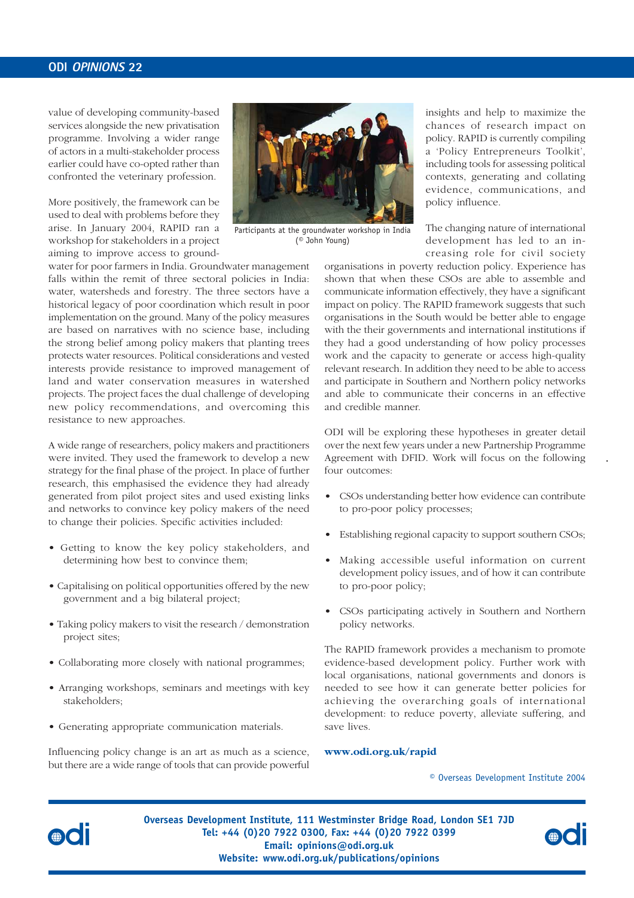value of developing community-based services alongside the new privatisation programme. Involving a wider range of actors in a multi-stakeholder process earlier could have co-opted rather than confronted the veterinary profession.

More positively, the framework can be used to deal with problems before they arise. In January 2004, RAPID ran a workshop for stakeholders in a project aiming to improve access to groundwater for poor farmers in India. Groundwater management falls within the remit of three sectoral policies in India: water, watersheds and forestry. The three sectors have a historical legacy of poor coordination which result in poor implementation on the ground. Many of the policy measures are based on narratives with no science base, including the strong belief among policy makers that planting trees protects water resources. Political considerations and vested interests provide resistance to improved management of land and water conservation measures in watershed projects. The project faces the dual challenge of developing new policy recommendations, and overcoming this resistance to new approaches.

Participants at the groundwater workshop in India (© John Young)

A wide range of researchers, policy makers and practitioners were invited. They used the framework to develop a new strategy for the final phase of the project. In place of further research, this emphasised the evidence they had already generated from pilot project sites and used existing links and networks to convince key policy makers of the need to change their policies. Specific activities included:

- Getting to know the key policy stakeholders, and determining how best to convince them;
- Capitalising on political opportunities offered by the new government and a big bilateral project;
- Taking policy makers to visit the research / demonstration project sites;
- Collaborating more closely with national programmes;
- Arranging workshops, seminars and meetings with key stakeholders;
- Generating appropriate communication materials.

Influencing policy change is an art as much as a science, but there are a wide range of tools that can provide powerful insights and help to maximize the chances of research impact on policy. RAPID is currently compiling a 'Policy Entrepreneurs Toolkit', including tools for assessing political contexts, generating and collating evidence, communications, and policy influence.

The changing nature of international development has led to an increasing role for civil society organisations in poverty reduction policy. Experience has shown that when these CSOs are able to assemble and communicate information effectively, they have a significant impact on policy. The RAPID framework suggests that such organisations in the South would be better able to engage with the their governments and international institutions if they had a good understanding of how policy processes work and the capacity to generate or access high-quality relevant research. In addition they need to be able to access and participate in Southern and Northern policy networks and able to communicate their concerns in an effective and credible manner.

ODI will be exploring these hypotheses in greater detail over the next few years under a new Partnership Programme Agreement with DFID. Work will focus on the following four outcomes:

- CSOs understanding better how evidence can contribute to pro-poor policy processes;
- Establishing regional capacity to support southern CSOs;
- Making accessible useful information on current development policy issues, and of how it can contribute to pro-poor policy;
- CSOs participating actively in Southern and Northern policy networks.

The RAPID framework provides a mechanism to promote evidence-based development policy. Further work with local organisations, national governments and donors is needed to see how it can generate better policies for achieving the overarching goals of international development: to reduce poverty, alleviate suffering, and save lives.

**www.odi.org.uk/rapid**

© Overseas Development Institute 2004

**Overseas Development Institute, 111 Westminster Bridge Road, London SE1 7JD**
**Tel: +44 (0)20 7922 0300, Fax: +44 (0)20 7922 0399**
**Email: opinions@odi.org.uk**
**Website: www.odi.org.uk/publications/opinions**